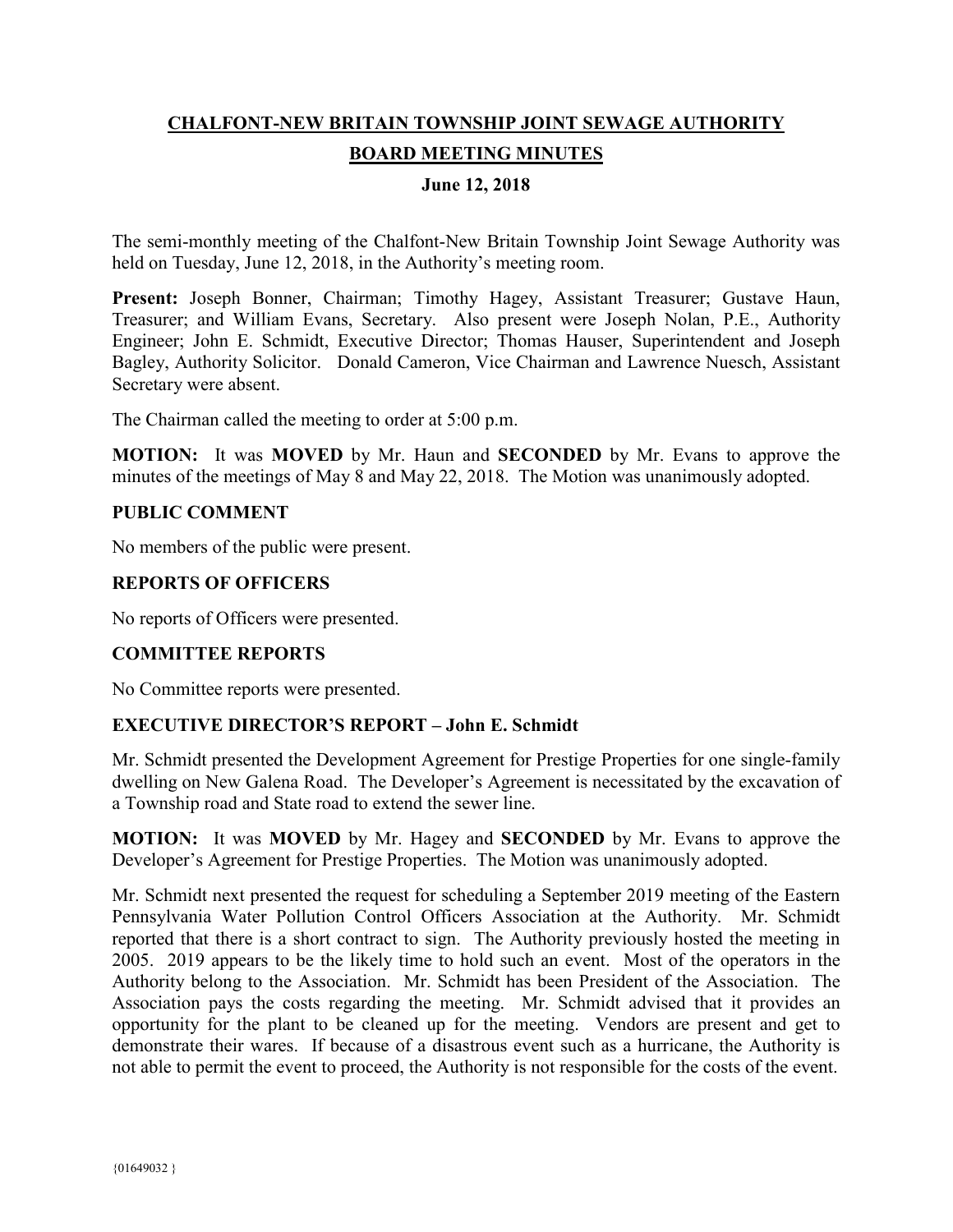# CHALFONT-NEW BRITAIN TOWNSHIP JOINT SEWAGE AUTHORITY

## BOARD MEETING MINUTES

### June 12, 2018

The semi-monthly meeting of the Chalfont-New Britain Township Joint Sewage Authority was held on Tuesday, June 12, 2018, in the Authority's meeting room.

**Present:** Joseph Bonner, Chairman; Timothy Hagey, Assistant Treasurer; Gustave Haun, Treasurer; and William Evans, Secretary. Also present were Joseph Nolan, P.E., Authority Engineer; John E. Schmidt, Executive Director; Thomas Hauser, Superintendent and Joseph Bagley, Authority Solicitor. Donald Cameron, Vice Chairman and Lawrence Nuesch, Assistant Secretary were absent.

The Chairman called the meeting to order at 5:00 p.m.

**MOTION:** It was **MOVED** by Mr. Haun and **SECONDED** by Mr. Evans to approve the minutes of the meetings of May 8 and May 22, 2018. The Motion was unanimously adopted.

**PUBLIC COMMENT**

No members of the public were present.

**REPORTS OF OFFICERS**

No reports of Officers were presented.

**COMMITTEE REPORTS**

No Committee reports were presented.

**EXECUTIVE DIRECTOR'S REPORT – John E. Schmidt**

Mr. Schmidt presented the Development Agreement for Prestige Properties for one single-family dwelling on New Galena Road. The Developer's Agreement is necessitated by the excavation of a Township road and State road to extend the sewer line.

**MOTION:** It was **MOVED** by Mr. Hagey and **SECONDED** by Mr. Evans to approve the Developer's Agreement for Prestige Properties. The Motion was unanimously adopted.

Mr. Schmidt next presented the request for scheduling a September 2019 meeting of the Eastern Pennsylvania Water Pollution Control Officers Association at the Authority. Mr. Schmidt reported that there is a short contract to sign. The Authority previously hosted the meeting in 2005. 2019 appears to be the likely time to hold such an event. Most of the operators in the Authority belong to the Association. Mr. Schmidt has been President of the Association. The Association pays the costs regarding the meeting. Mr. Schmidt advised that it provides an opportunity for the plant to be cleaned up for the meeting. Vendors are present and get to demonstrate their wares. If because of a disastrous event such as a hurricane, the Authority is not able to permit the event to proceed, the Authority is not responsible for the costs of the event.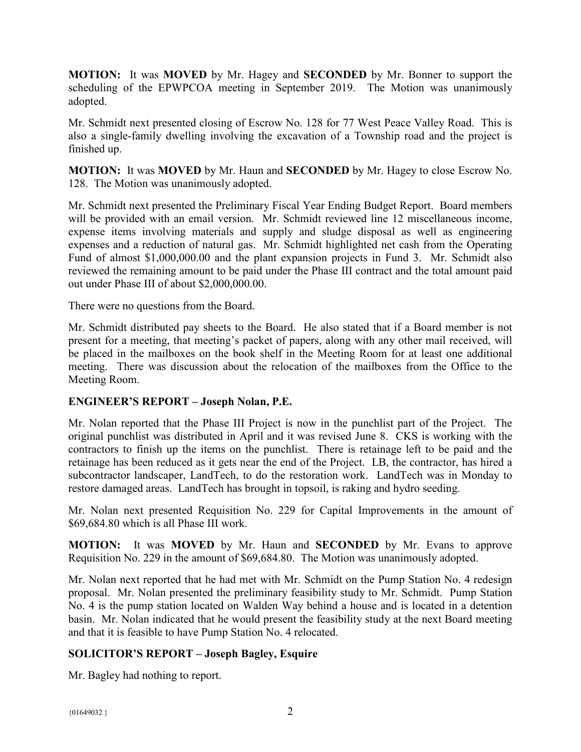**MOTION:** It was **MOVED** by Mr. Hagey and **SECONDED** by Mr. Bonner to support the scheduling of the EPWPCOA meeting in September 2019. The Motion was unanimously adopted.

Mr. Schmidt next presented closing of Escrow No. 128 for 77 West Peace Valley Road. This is also a single-family dwelling involving the excavation of a Township road and the project is finished up.

**MOTION:** It was **MOVED** by Mr. Haun and **SECONDED** by Mr. Hagey to close Escrow No. 128. The Motion was unanimously adopted.

Mr. Schmidt next presented the Preliminary Fiscal Year Ending Budget Report. Board members will be provided with an email version. Mr. Schmidt reviewed line 12 miscellaneous income, expense items involving materials and supply and sludge disposal as well as engineering expenses and a reduction of natural gas. Mr. Schmidt highlighted net cash from the Operating Fund of almost $1,000,000.00 and the plant expansion projects in Fund 3. Mr. Schmidt also reviewed the remaining amount to be paid under the Phase III contract and the total amount paid out under Phase III of about $2,000,000.00.

There were no questions from the Board.

Mr. Schmidt distributed pay sheets to the Board. He also stated that if a Board member is not present for a meeting, that meeting's packet of papers, along with any other mail received, will be placed in the mailboxes on the book shelf in the Meeting Room for at least one additional meeting. There was discussion about the relocation of the mailboxes from the Office to the Meeting Room.

## ENGINEER'S REPORT – Joseph Nolan, P.E.

Mr. Nolan reported that the Phase III Project is now in the punchlist part of the Project. The original punchlist was distributed in April and it was revised June 8. CKS is working with the contractors to finish up the items on the punchlist. There is retainage left to be paid and the retainage has been reduced as it gets near the end of the Project. LB, the contractor, has hired a subcontractor landscaper, LandTech, to do the restoration work. LandTech was in Monday to restore damaged areas. LandTech has brought in topsoil, is raking and hydro seeding.

Mr. Nolan next presented Requisition No. 229 for Capital Improvements in the amount of $69,684.80 which is all Phase III work.

**MOTION:** It was **MOVED** by Mr. Haun and **SECONDED** by Mr. Evans to approve Requisition No. 229 in the amount of $69,684.80. The Motion was unanimously adopted.

Mr. Nolan next reported that he had met with Mr. Schmidt on the Pump Station No. 4 redesign proposal. Mr. Nolan presented the preliminary feasibility study to Mr. Schmidt. Pump Station No. 4 is the pump station located on Walden Way behind a house and is located in a detention basin. Mr. Nolan indicated that he would present the feasibility study at the next Board meeting and that it is feasible to have Pump Station No. 4 relocated.

## SOLICITOR'S REPORT – Joseph Bagley, Esquire

Mr. Bagley had nothing to report.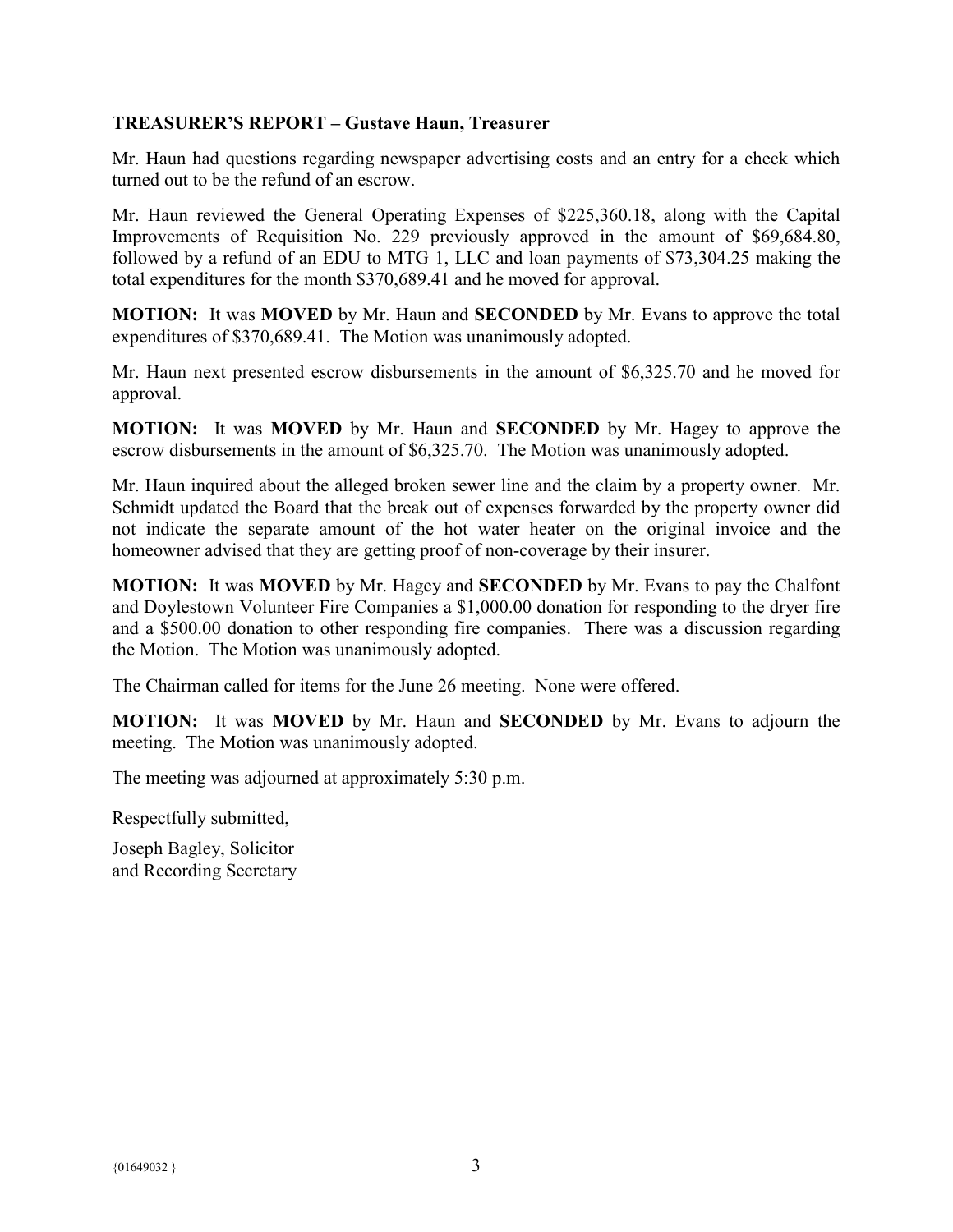**TREASURER'S REPORT – Gustave Haun, Treasurer**

Mr. Haun had questions regarding newspaper advertising costs and an entry for a check which turned out to be the refund of an escrow.

Mr. Haun reviewed the General Operating Expenses of $225,360.18, along with the Capital Improvements of Requisition No. 229 previously approved in the amount of $69,684.80, followed by a refund of an EDU to MTG 1, LLC and loan payments of $73,304.25 making the total expenditures for the month $370,689.41 and he moved for approval.

**MOTION:** It was **MOVED** by Mr. Haun and **SECONDED** by Mr. Evans to approve the total expenditures of $370,689.41. The Motion was unanimously adopted.

Mr. Haun next presented escrow disbursements in the amount of $6,325.70 and he moved for approval.

**MOTION:** It was **MOVED** by Mr. Haun and **SECONDED** by Mr. Hagey to approve the escrow disbursements in the amount of $6,325.70. The Motion was unanimously adopted.

Mr. Haun inquired about the alleged broken sewer line and the claim by a property owner. Mr. Schmidt updated the Board that the break out of expenses forwarded by the property owner did not indicate the separate amount of the hot water heater on the original invoice and the homeowner advised that they are getting proof of non-coverage by their insurer.

**MOTION:** It was **MOVED** by Mr. Hagey and **SECONDED** by Mr. Evans to pay the Chalfont and Doylestown Volunteer Fire Companies a $1,000.00 donation for responding to the dryer fire and a $500.00 donation to other responding fire companies. There was a discussion regarding the Motion. The Motion was unanimously adopted.

The Chairman called for items for the June 26 meeting. None were offered.

**MOTION:** It was **MOVED** by Mr. Haun and **SECONDED** by Mr. Evans to adjourn the meeting. The Motion was unanimously adopted.

The meeting was adjourned at approximately 5:30 p.m.

Respectfully submitted,

Joseph Bagley, Solicitor
and Recording Secretary

{01649032 }